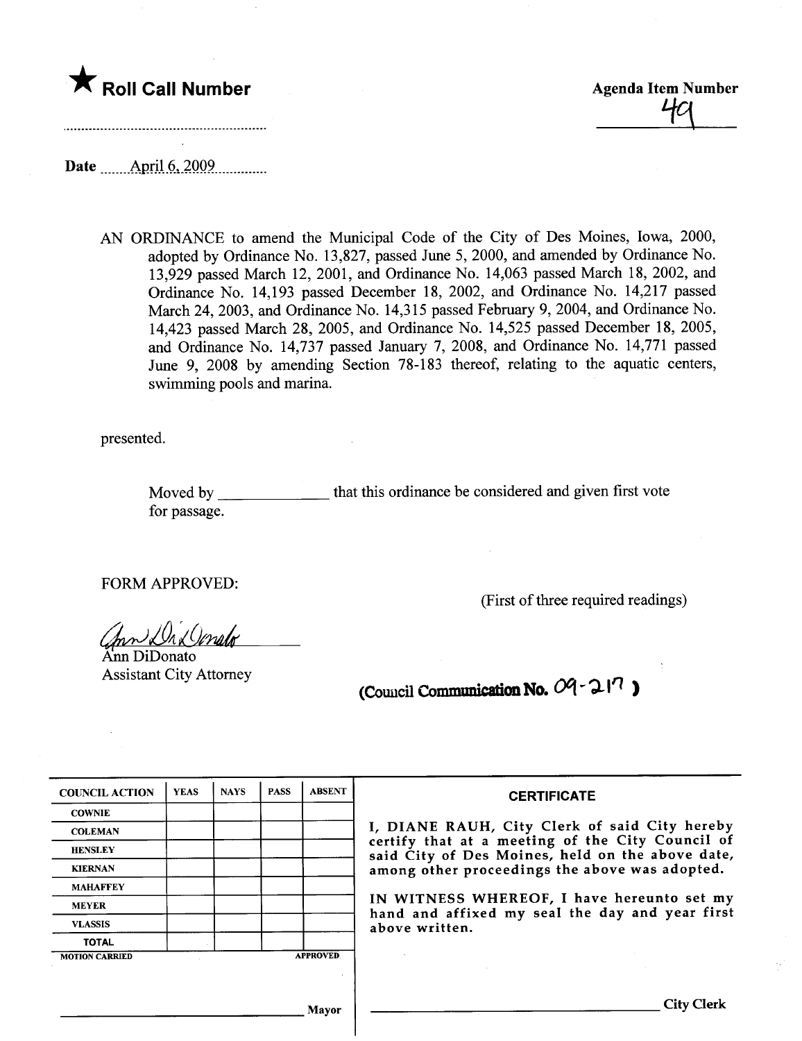★ **Roll Call Number**

**Agenda Item Number**

49

Date April 6, 2009

AN ORDINANCE to amend the Municipal Code of the City of Des Moines, Iowa, 2000, adopted by Ordinance No. 13,827, passed June 5, 2000, and amended by Ordinance No. 13,929 passed March 12, 2001, and Ordinance No. 14,063 passed March 18, 2002, and Ordinance No. 14,193 passed December 18, 2002, and Ordinance No. 14,217 passed March 24, 2003, and Ordinance No. 14,315 passed February 9, 2004, and Ordinance No. 14,423 passed March 28, 2005, and Ordinance No. 14,525 passed December 18, 2005, and Ordinance No. 14,737 passed January 7, 2008, and Ordinance No. 14,771 passed June 9, 2008 by amending Section 78-183 thereof, relating to the aquatic centers, swimming pools and marina.

presented.

Moved by ______________ that this ordinance be considered and given first vote for passage.

FORM APPROVED:

(First of three required readings)

Ann DiDonato
Assistant City Attorney

(Council Communication No. 09-217)

| COUNCIL ACTION | YEAS | NAYS | PASS | ABSENT |
|---|---|---|---|---|
| COWNIE | | | | |
| COLEMAN | | | | |
| HENSLEY | | | | |
| KIERNAN | | | | |
| MAHAFFEY | | | | |
| MEYER | | | | |
| VLASSIS | | | | |
| TOTAL | | | | |
| MOTION CARRIED | | | | APPROVED |

______________________ Mayor

**CERTIFICATE**

I, DIANE RAUH, City Clerk of said City hereby certify that at a meeting of the City Council of said City of Des Moines, held on the above date, among other proceedings the above was adopted.

IN WITNESS WHEREOF, I have hereunto set my hand and affixed my seal the day and year first above written.

______________________ City Clerk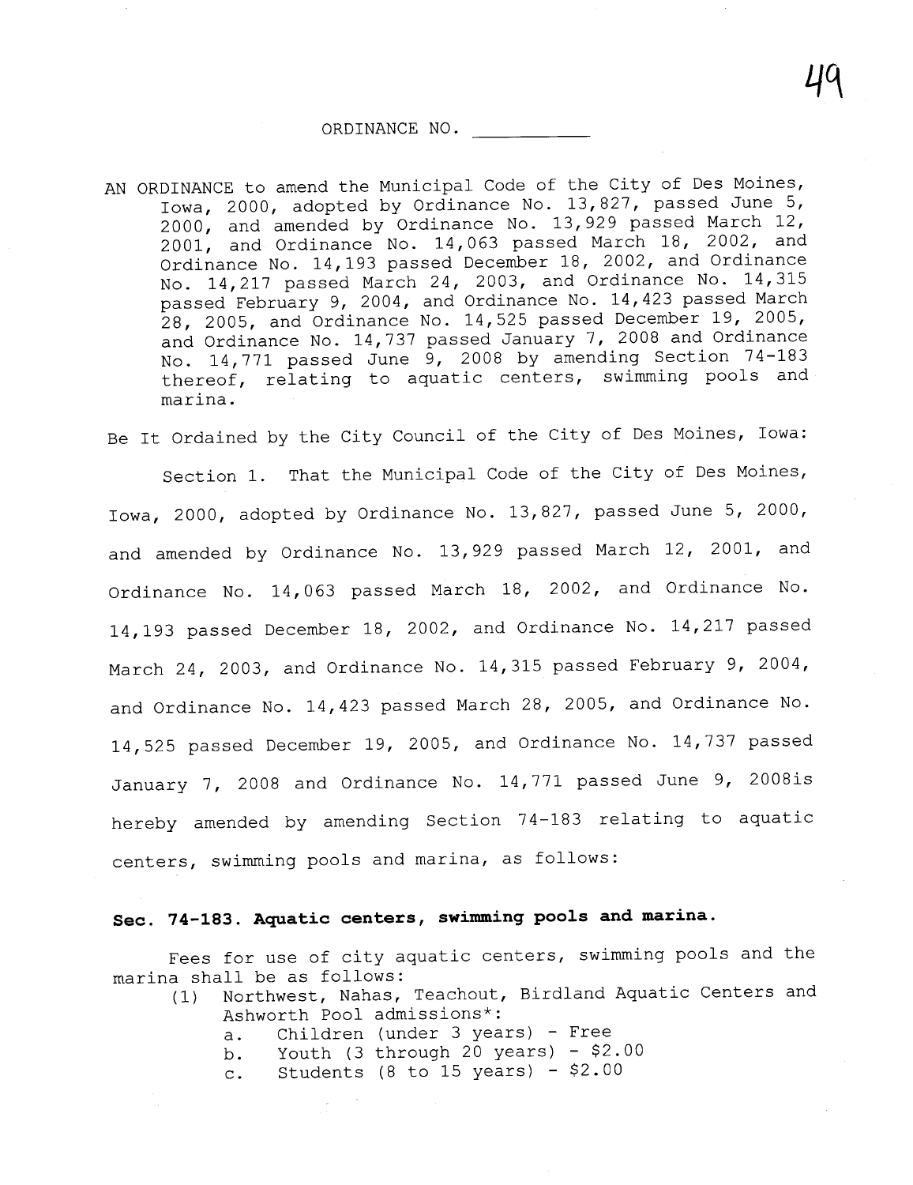ORDINANCE NO. ___________

AN ORDINANCE to amend the Municipal Code of the City of Des Moines, Iowa, 2000, adopted by Ordinance No. 13,827, passed June 5, 2000, and amended by Ordinance No. 13,929 passed March 12, 2001, and Ordinance No. 14,063 passed March 18, 2002, and Ordinance No. 14,193 passed December 18, 2002, and Ordinance No. 14,217 passed March 24, 2003, and Ordinance No. 14,315 passed February 9, 2004, and Ordinance No. 14,423 passed March 28, 2005, and Ordinance No. 14,525 passed December 19, 2005, and Ordinance No. 14,737 passed January 7, 2008 and Ordinance No. 14,771 passed June 9, 2008 by amending Section 74-183 thereof, relating to aquatic centers, swimming pools and marina.

Be It Ordained by the City Council of the City of Des Moines, Iowa:

Section 1. That the Municipal Code of the City of Des Moines, Iowa, 2000, adopted by Ordinance No. 13,827, passed June 5, 2000, and amended by Ordinance No. 13,929 passed March 12, 2001, and Ordinance No. 14,063 passed March 18, 2002, and Ordinance No. 14,193 passed December 18, 2002, and Ordinance No. 14,217 passed March 24, 2003, and Ordinance No. 14,315 passed February 9, 2004, and Ordinance No. 14,423 passed March 28, 2005, and Ordinance No. 14,525 passed December 19, 2005, and Ordinance No. 14,737 passed January 7, 2008 and Ordinance No. 14,771 passed June 9, 2008is hereby amended by amending Section 74-183 relating to aquatic centers, swimming pools and marina, as follows:

**Sec. 74-183. Aquatic centers, swimming pools and marina.**

Fees for use of city aquatic centers, swimming pools and the marina shall be as follows:

(1) Northwest, Nahas, Teachout, Birdland Aquatic Centers and Ashworth Pool admissions*:
   a. Children (under 3 years) - Free
   b. Youth (3 through 20 years) - $2.00
   c. Students (8 to 15 years) - $2.00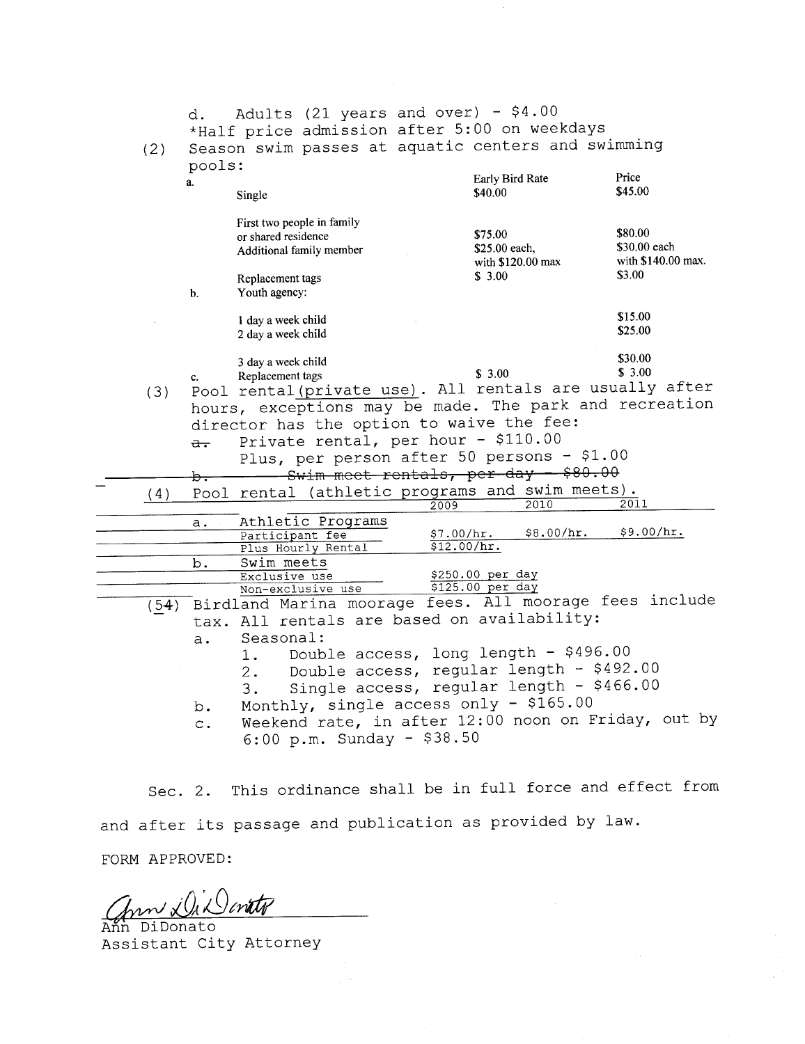d. Adults (21 years and over) - $4.00
*Half price admission after 5:00 on weekdays

(2) Season swim passes at aquatic centers and swimming pools:

| | | Early Bird Rate | Price |
|---|---|---|---|
| a. | Single | $40.00 | $45.00 |
| | First two people in family or shared residence | $75.00 | $80.00 |
| | Additional family member | $25.00 each, with $120.00 max | $30.00 each with $140.00 max. |
| | Replacement tags | $ 3.00 | $3.00 |
| b. | Youth agency: | | |
| | 1 day a week child | | $15.00 |
| | 2 day a week child | | $25.00 |
| | 3 day a week child | | $30.00 |
| c. | Replacement tags | $ 3.00 | $ 3.00 |

(3) Pool rental (private use). All rentals are usually after hours, exceptions may be made. The park and recreation director has the option to waive the fee:

~~a.~~ Private rental, per hour - $110.00
Plus, per person after 50 persons - $1.00

~~b. Swim meet rentals, per day - $80.00~~

(4) Pool rental (athletic programs and swim meets).

| | | 2009 | 2010 | 2011 |
|---|---|---|---|---|
| a. | Athletic Programs | | | |
| | Participant fee | $7.00/hr. | $8.00/hr. | $9.00/hr. |
| | Plus Hourly Rental | $12.00/hr. | | |
| b. | Swim meets | | | |
| | Exclusive use | $250.00 per day | | |
| | Non-exclusive use | $125.00 per day | | |

(5~~4~~) Birdland Marina moorage fees. All moorage fees include tax. All rentals are based on availability:

a. Seasonal:
1. Double access, long length - $496.00
2. Double access, regular length - $492.00
3. Single access, regular length - $466.00

b. Monthly, single access only - $165.00

c. Weekend rate, in after 12:00 noon on Friday, out by 6:00 p.m. Sunday - $38.50

Sec. 2. This ordinance shall be in full force and effect from and after its passage and publication as provided by law.

FORM APPROVED:

Ann DiDonato
Assistant City Attorney